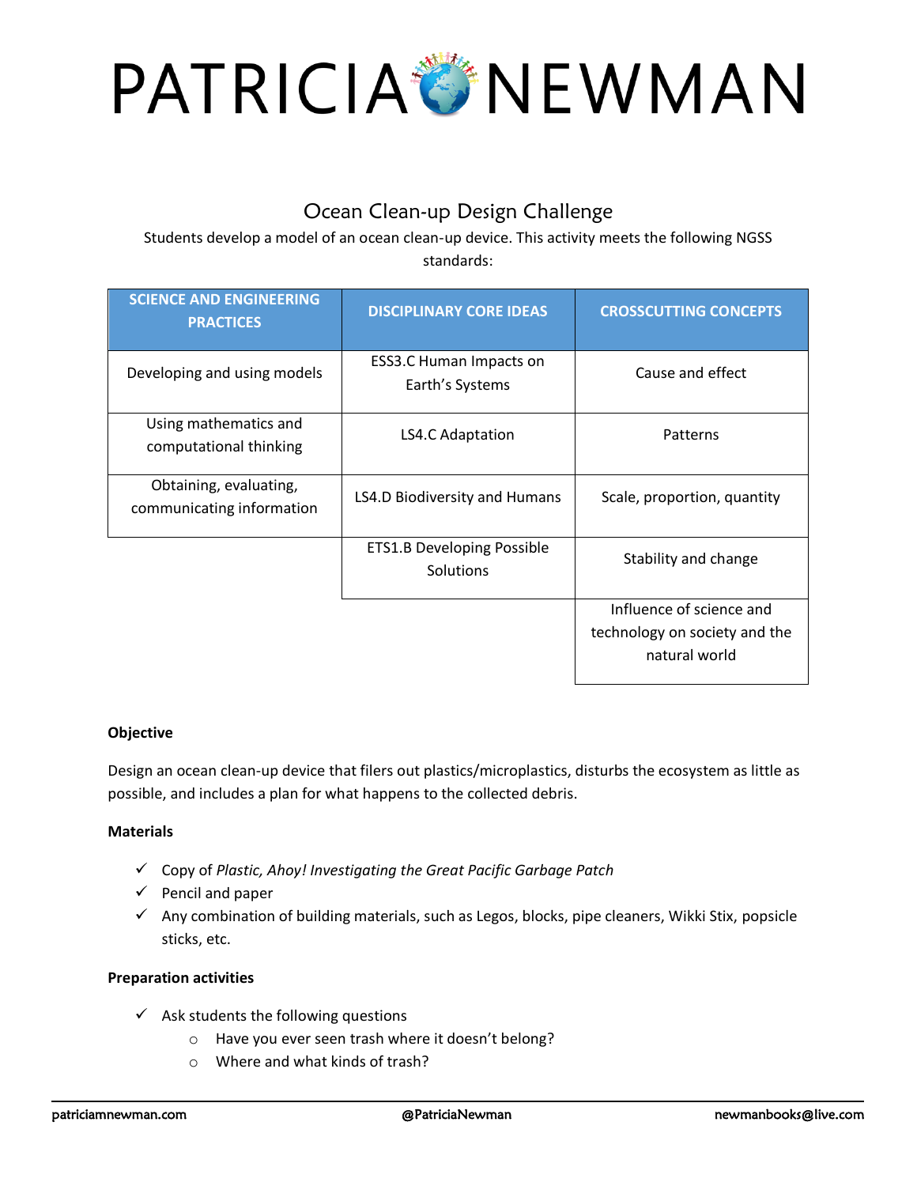# PATRICIA NEWMAN

## Ocean Clean-up Design Challenge

Students develop a model of an ocean clean-up device. This activity meets the following NGSS standards:

| SCIENCE AND ENGINEERING PRACTICES | DISCIPLINARY CORE IDEAS | CROSSCUTTING CONCEPTS |
| --- | --- | --- |
| Developing and using models | ESS3.C Human Impacts on Earth's Systems | Cause and effect |
| Using mathematics and computational thinking | LS4.C Adaptation | Patterns |
| Obtaining, evaluating, communicating information | LS4.D Biodiversity and Humans | Scale, proportion, quantity |
| | ETS1.B Developing Possible Solutions | Stability and change |
| | | Influence of science and technology on society and the natural world |

**Objective**

Design an ocean clean-up device that filers out plastics/microplastics, disturbs the ecosystem as little as possible, and includes a plan for what happens to the collected debris.

**Materials**

- ✓ Copy of *Plastic, Ahoy! Investigating the Great Pacific Garbage Patch*
- ✓ Pencil and paper
- ✓ Any combination of building materials, such as Legos, blocks, pipe cleaners, Wikki Stix, popsicle sticks, etc.

**Preparation activities**

- ✓ Ask students the following questions
  - Have you ever seen trash where it doesn't belong?
  - Where and what kinds of trash?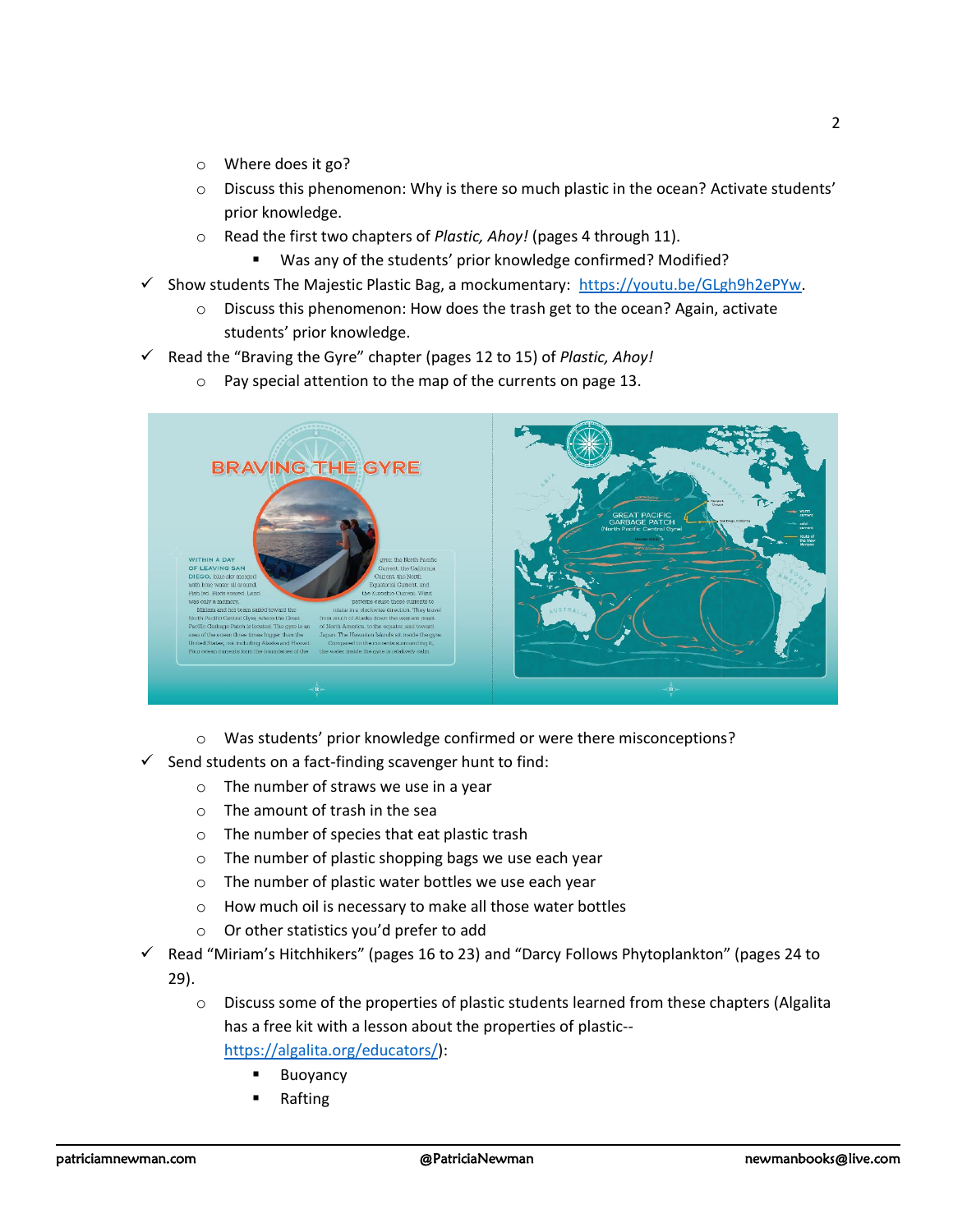- Where does it go?
  - Discuss this phenomenon: Why is there so much plastic in the ocean? Activate students' prior knowledge.
  - Read the first two chapters of *Plastic, Ahoy!* (pages 4 through 11).
    - Was any of the students' prior knowledge confirmed? Modified?
- ✓ Show students The Majestic Plastic Bag, a mockumentary: [https://youtu.be/GLgh9h2ePYw](https://youtu.be/GLgh9h2ePYw).
  - Discuss this phenomenon: How does the trash get to the ocean? Again, activate students' prior knowledge.
- ✓ Read the "Braving the Gyre" chapter (pages 12 to 15) of *Plastic, Ahoy!*
  - Pay special attention to the map of the currents on page 13.
  - Was students' prior knowledge confirmed or were there misconceptions?
- ✓ Send students on a fact-finding scavenger hunt to find:
  - The number of straws we use in a year
  - The amount of trash in the sea
  - The number of species that eat plastic trash
  - The number of plastic shopping bags we use each year
  - The number of plastic water bottles we use each year
  - How much oil is necessary to make all those water bottles
  - Or other statistics you'd prefer to add
- ✓ Read "Miriam's Hitchhikers" (pages 16 to 23) and "Darcy Follows Phytoplankton" (pages 24 to 29).
  - Discuss some of the properties of plastic students learned from these chapters (Algalita has a free kit with a lesson about the properties of plastic--[https://algalita.org/educators/](https://algalita.org/educators/)):
    - Buoyancy
    - Rafting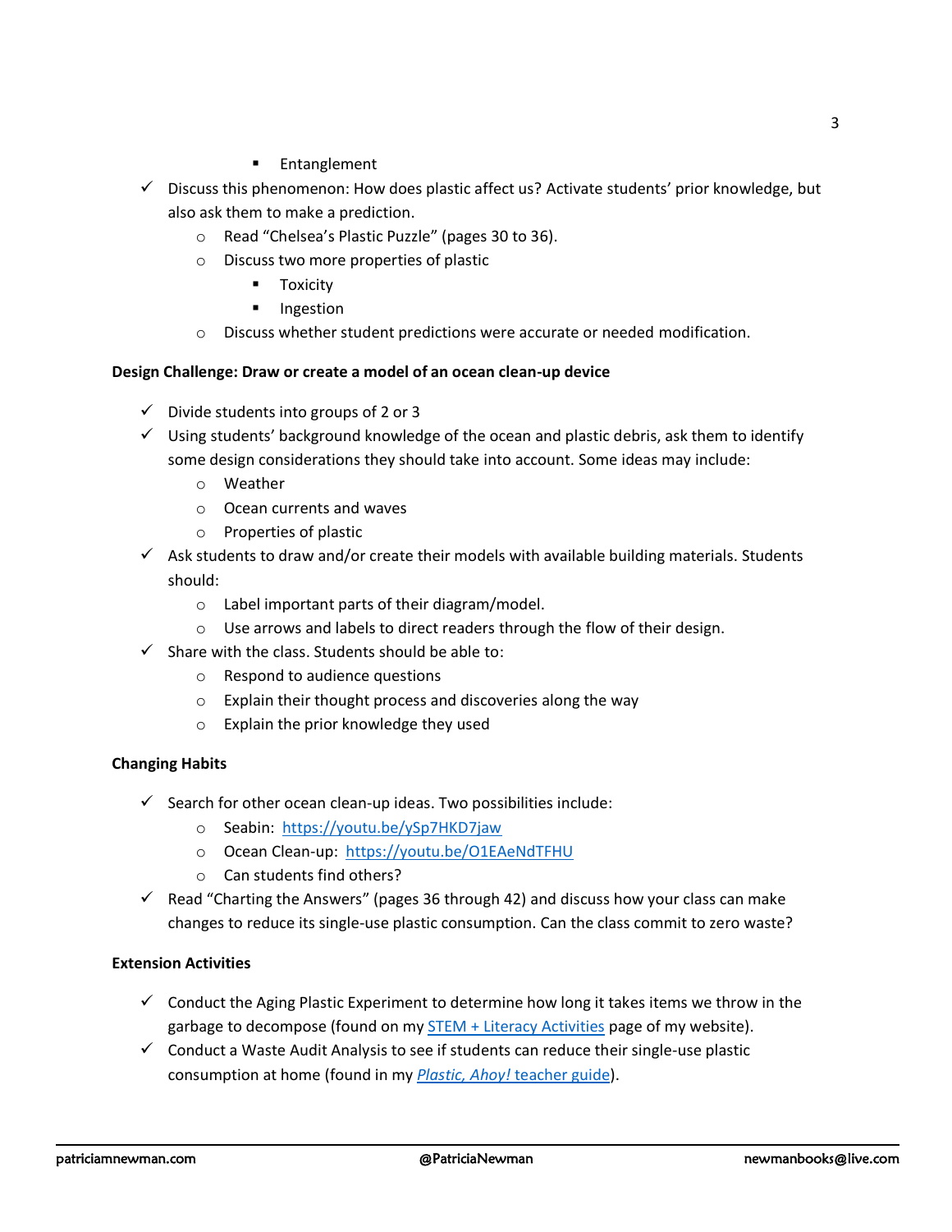- Entanglement
- ✓ Discuss this phenomenon: How does plastic affect us? Activate students' prior knowledge, but also ask them to make a prediction.
    - Read "Chelsea's Plastic Puzzle" (pages 30 to 36).
    - Discuss two more properties of plastic
        - Toxicity
        - Ingestion
    - Discuss whether student predictions were accurate or needed modification.

**Design Challenge: Draw or create a model of an ocean clean-up device**

- ✓ Divide students into groups of 2 or 3
- ✓ Using students' background knowledge of the ocean and plastic debris, ask them to identify some design considerations they should take into account. Some ideas may include:
    - Weather
    - Ocean currents and waves
    - Properties of plastic
- ✓ Ask students to draw and/or create their models with available building materials. Students should:
    - Label important parts of their diagram/model.
    - Use arrows and labels to direct readers through the flow of their design.
- ✓ Share with the class. Students should be able to:
    - Respond to audience questions
    - Explain their thought process and discoveries along the way
    - Explain the prior knowledge they used

**Changing Habits**

- ✓ Search for other ocean clean-up ideas. Two possibilities include:
    - Seabin: https://youtu.be/ySp7HKD7jaw
    - Ocean Clean-up: https://youtu.be/O1EAeNdTFHU
    - Can students find others?
- ✓ Read "Charting the Answers" (pages 36 through 42) and discuss how your class can make changes to reduce its single-use plastic consumption. Can the class commit to zero waste?

**Extension Activities**

- ✓ Conduct the Aging Plastic Experiment to determine how long it takes items we throw in the garbage to decompose (found on my STEM + Literacy Activities page of my website).
- ✓ Conduct a Waste Audit Analysis to see if students can reduce their single-use plastic consumption at home (found in my *Plastic, Ahoy!* teacher guide).